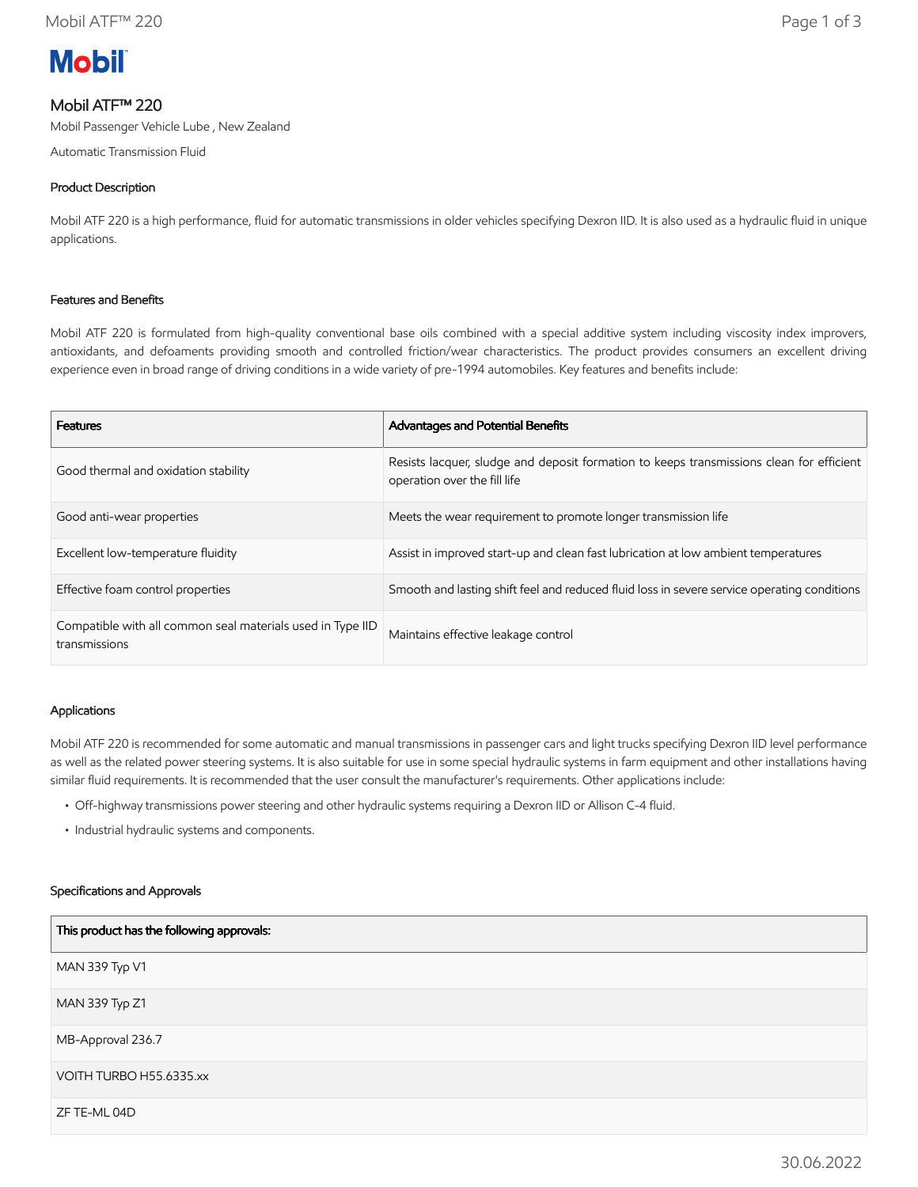# Mobil ATF™ 220

Mobil Passenger Vehicle Lube , New Zealand

Automatic Transmission Fluid

## Product Description

Mobil ATF 220 is a high performance, fluid for automatic transmissions in older vehicles specifying Dexron IID. It is also used as a hydraulic fluid in unique applications.

## Features and Benefits

Mobil ATF 220 is formulated from high-quality conventional base oils combined with a special additive system including viscosity index improvers, antioxidants, and defoaments providing smooth and controlled friction/wear characteristics. The product provides consumers an excellent driving experience even in broad range of driving conditions in a wide variety of pre-1994 automobiles. Key features and benefits include:

| Features | Advantages and Potential Benefits |
|---|---|
| Good thermal and oxidation stability | Resists lacquer, sludge and deposit formation to keeps transmissions clean for efficient operation over the fill life |
| Good anti-wear properties | Meets the wear requirement to promote longer transmission life |
| Excellent low-temperature fluidity | Assist in improved start-up and clean fast lubrication at low ambient temperatures |
| Effective foam control properties | Smooth and lasting shift feel and reduced fluid loss in severe service operating conditions |
| Compatible with all common seal materials used in Type IID transmissions | Maintains effective leakage control |

## Applications

Mobil ATF 220 is recommended for some automatic and manual transmissions in passenger cars and light trucks specifying Dexron IID level performance as well as the related power steering systems. It is also suitable for use in some special hydraulic systems in farm equipment and other installations having similar fluid requirements. It is recommended that the user consult the manufacturer's requirements. Other applications include:

- Off-highway transmissions power steering and other hydraulic systems requiring a Dexron IID or Allison C-4 fluid.
- Industrial hydraulic systems and components.

## Specifications and Approvals

| This product has the following approvals: |
|---|
| MAN 339 Typ V1 |
| MAN 339 Typ Z1 |
| MB-Approval 236.7 |
| VOITH TURBO H55.6335.xx |
| ZF TE-ML 04D |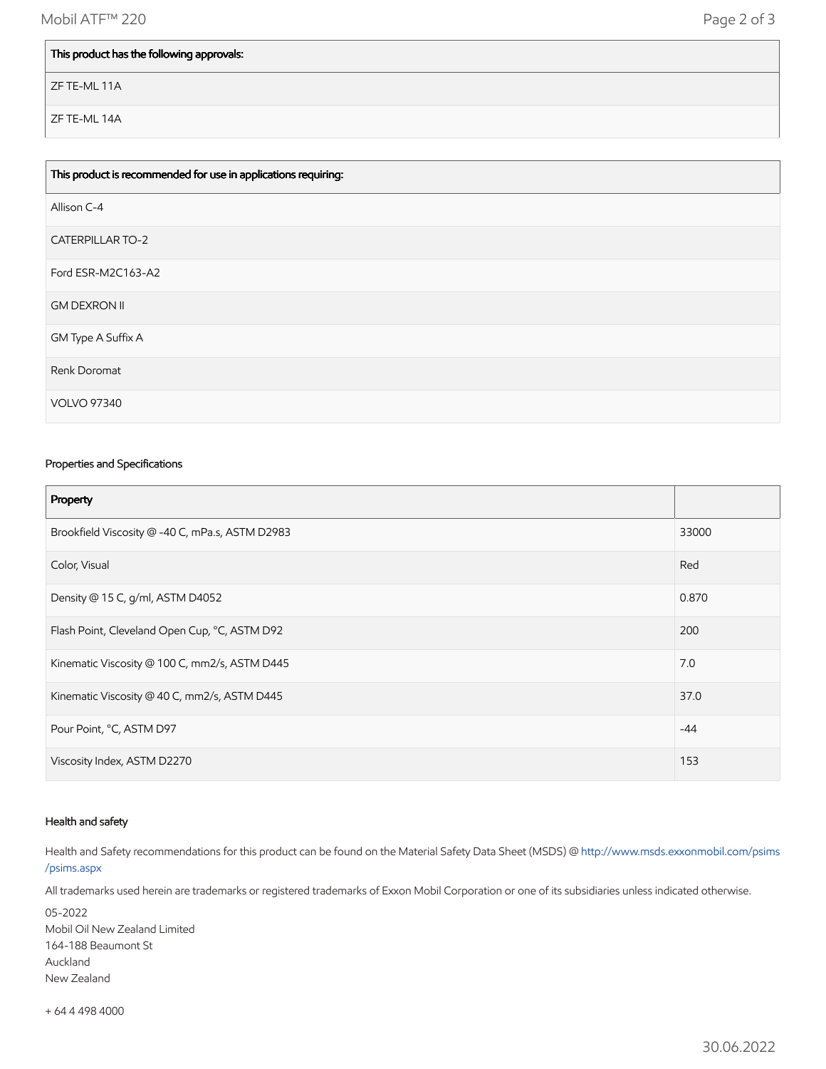| This product has the following approvals: |
| --- |
| ZF TE-ML 11A |
| ZF TE-ML 14A |

| This product is recommended for use in applications requiring: |
| --- |
| Allison C-4 |
| CATERPILLAR TO-2 |
| Ford ESR-M2C163-A2 |
| GM DEXRON II |
| GM Type A Suffix A |
| Renk Doromat |
| VOLVO 97340 |

### Properties and Specifications

| Property | |
| --- | --- |
| Brookfield Viscosity @ -40 C, mPa.s, ASTM D2983 | 33000 |
| Color, Visual | Red |
| Density @ 15 C, g/ml, ASTM D4052 | 0.870 |
| Flash Point, Cleveland Open Cup, °C, ASTM D92 | 200 |
| Kinematic Viscosity @ 100 C, mm2/s, ASTM D445 | 7.0 |
| Kinematic Viscosity @ 40 C, mm2/s, ASTM D445 | 37.0 |
| Pour Point, °C, ASTM D97 | -44 |
| Viscosity Index, ASTM D2270 | 153 |

### Health and safety

Health and Safety recommendations for this product can be found on the Material Safety Data Sheet (MSDS) @ http://www.msds.exxonmobil.com/psims/psims.aspx

All trademarks used herein are trademarks or registered trademarks of Exxon Mobil Corporation or one of its subsidiaries unless indicated otherwise.

05-2022
Mobil Oil New Zealand Limited
164-188 Beaumont St
Auckland
New Zealand

+ 64 4 498 4000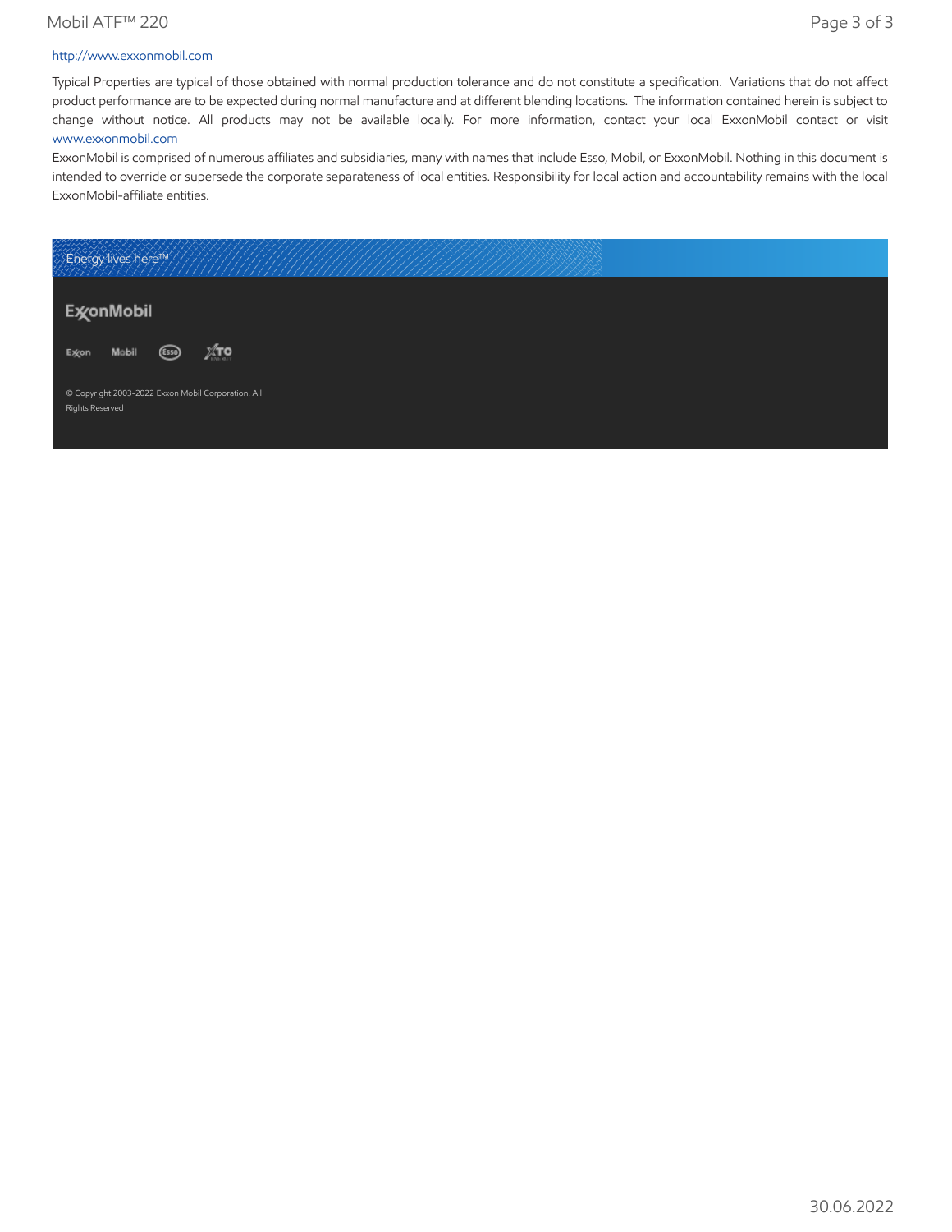http://www.exxonmobil.com

Typical Properties are typical of those obtained with normal production tolerance and do not constitute a specification. Variations that do not affect product performance are to be expected during normal manufacture and at different blending locations. The information contained herein is subject to change without notice. All products may not be available locally. For more information, contact your local ExxonMobil contact or visit www.exxonmobil.com

ExxonMobil is comprised of numerous affiliates and subsidiaries, many with names that include Esso, Mobil, or ExxonMobil. Nothing in this document is intended to override or supersede the corporate separateness of local entities. Responsibility for local action and accountability remains with the local ExxonMobil-affiliate entities.

Energy lives here™

ExxonMobil

Exxon Mobil Esso XTO

© Copyright 2003-2022 Exxon Mobil Corporation. All Rights Reserved

30.06.2022